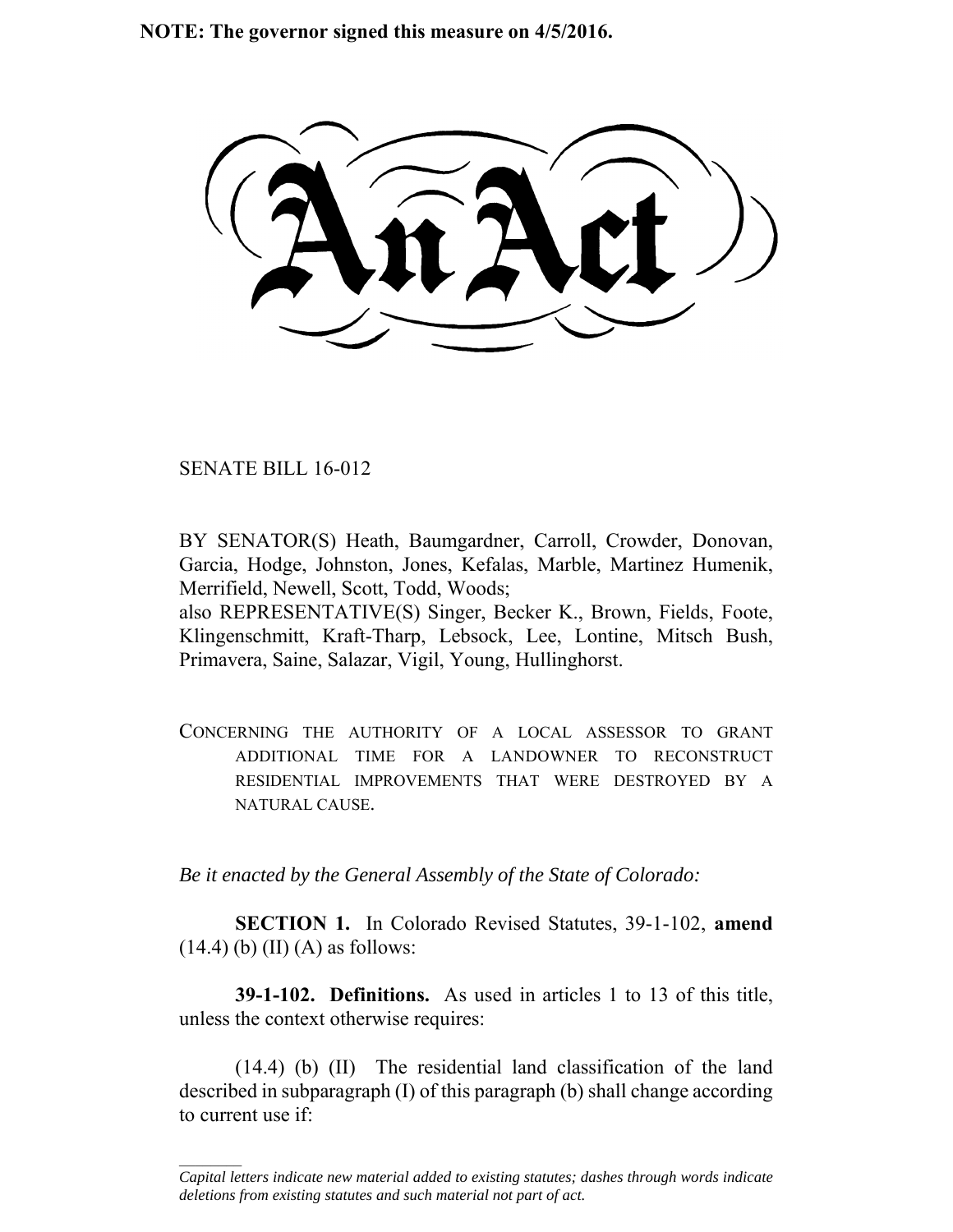**NOTE: The governor signed this measure on 4/5/2016.**

# An Act

SENATE BILL 16-012

BY SENATOR(S) Heath, Baumgardner, Carroll, Crowder, Donovan, Garcia, Hodge, Johnston, Jones, Kefalas, Marble, Martinez Humenik, Merrifield, Newell, Scott, Todd, Woods;
also REPRESENTATIVE(S) Singer, Becker K., Brown, Fields, Foote, Klingenschmitt, Kraft-Tharp, Lebsock, Lee, Lontine, Mitsch Bush, Primavera, Saine, Salazar, Vigil, Young, Hullinghorst.

CONCERNING THE AUTHORITY OF A LOCAL ASSESSOR TO GRANT ADDITIONAL TIME FOR A LANDOWNER TO RECONSTRUCT RESIDENTIAL IMPROVEMENTS THAT WERE DESTROYED BY A NATURAL CAUSE.

*Be it enacted by the General Assembly of the State of Colorado:*

**SECTION 1.** In Colorado Revised Statutes, 39-1-102, **amend** (14.4) (b) (II) (A) as follows:

**39-1-102. Definitions.** As used in articles 1 to 13 of this title, unless the context otherwise requires:

(14.4) (b) (II) The residential land classification of the land described in subparagraph (I) of this paragraph (b) shall change according to current use if:

---

*Capital letters indicate new material added to existing statutes; dashes through words indicate deletions from existing statutes and such material not part of act.*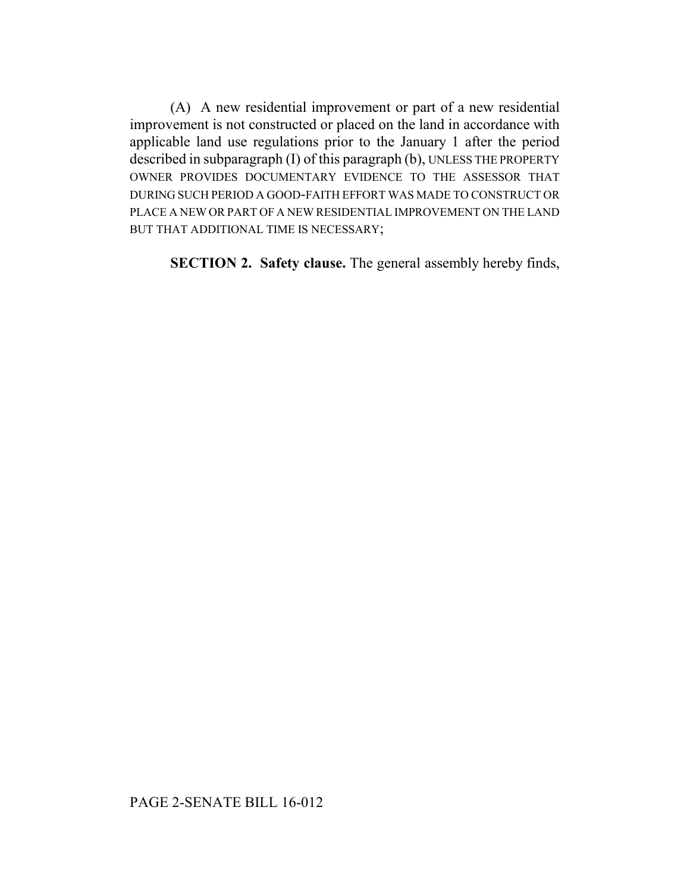(A) A new residential improvement or part of a new residential improvement is not constructed or placed on the land in accordance with applicable land use regulations prior to the January 1 after the period described in subparagraph (I) of this paragraph (b), UNLESS THE PROPERTY OWNER PROVIDES DOCUMENTARY EVIDENCE TO THE ASSESSOR THAT DURING SUCH PERIOD A GOOD-FAITH EFFORT WAS MADE TO CONSTRUCT OR PLACE A NEW OR PART OF A NEW RESIDENTIAL IMPROVEMENT ON THE LAND BUT THAT ADDITIONAL TIME IS NECESSARY;

**SECTION 2. Safety clause.** The general assembly hereby finds,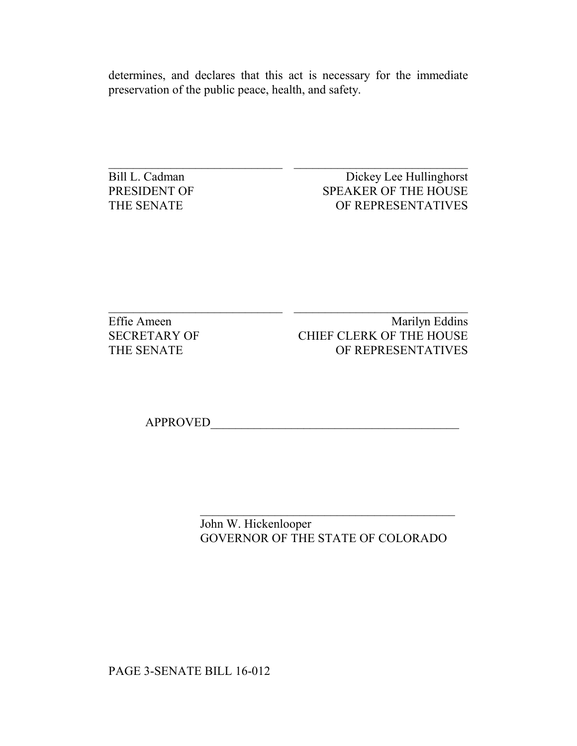determines, and declares that this act is necessary for the immediate preservation of the public peace, health, and safety.

| | |
|---|---|
| ____________________________ | ____________________________ |
| Bill L. Cadman | Dickey Lee Hullinghorst |
| PRESIDENT OF | SPEAKER OF THE HOUSE |
| THE SENATE | OF REPRESENTATIVES |

| | |
|---|---|
| ____________________________ | ____________________________ |
| Effie Ameen | Marilyn Eddins |
| SECRETARY OF | CHIEF CLERK OF THE HOUSE |
| THE SENATE | OF REPRESENTATIVES |

APPROVED________________________________________

____________________________________________
John W. Hickenlooper
GOVERNOR OF THE STATE OF COLORADO

PAGE 3-SENATE BILL 16-012